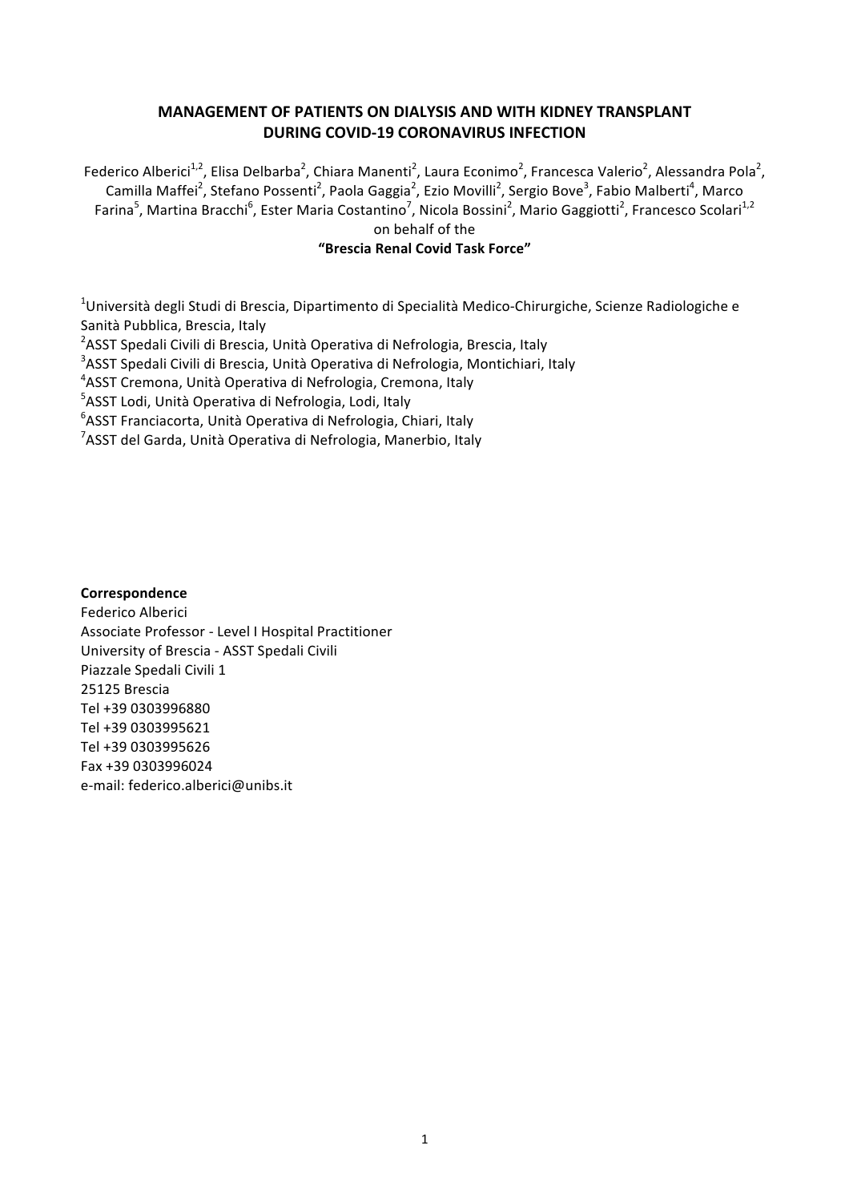# MANAGEMENT OF PATIENTS ON DIALYSIS AND WITH KIDNEY TRANSPLANT DURING COVID-19 CORONAVIRUS INFECTION

Federico Alberici[1,2], Elisa Delbarba[2], Chiara Manenti[2], Laura Econimo[2], Francesca Valerio[2], Alessandra Pola[2], Camilla Maffei[2], Stefano Possenti[2], Paola Gaggia[2], Ezio Movilli[2], Sergio Bove[3], Fabio Malberti[4], Marco Farina[5], Martina Bracchi[6], Ester Maria Costantino[7], Nicola Bossini[2], Mario Gaggiotti[2], Francesco Scolari[1,2]
on behalf of the
**"Brescia Renal Covid Task Force"**

[1]Università degli Studi di Brescia, Dipartimento di Specialità Medico-Chirurgiche, Scienze Radiologiche e Sanità Pubblica, Brescia, Italy
[2]ASST Spedali Civili di Brescia, Unità Operativa di Nefrologia, Brescia, Italy
[3]ASST Spedali Civili di Brescia, Unità Operativa di Nefrologia, Montichiari, Italy
[4]ASST Cremona, Unità Operativa di Nefrologia, Cremona, Italy
[5]ASST Lodi, Unità Operativa di Nefrologia, Lodi, Italy
[6]ASST Franciacorta, Unità Operativa di Nefrologia, Chiari, Italy
[7]ASST del Garda, Unità Operativa di Nefrologia, Manerbio, Italy

**Correspondence**
Federico Alberici
Associate Professor - Level I Hospital Practitioner
University of Brescia - ASST Spedali Civili
Piazzale Spedali Civili 1
25125 Brescia
Tel +39 0303996880
Tel +39 0303995621
Tel +39 0303995626
Fax +39 0303996024
e-mail: federico.alberici@unibs.it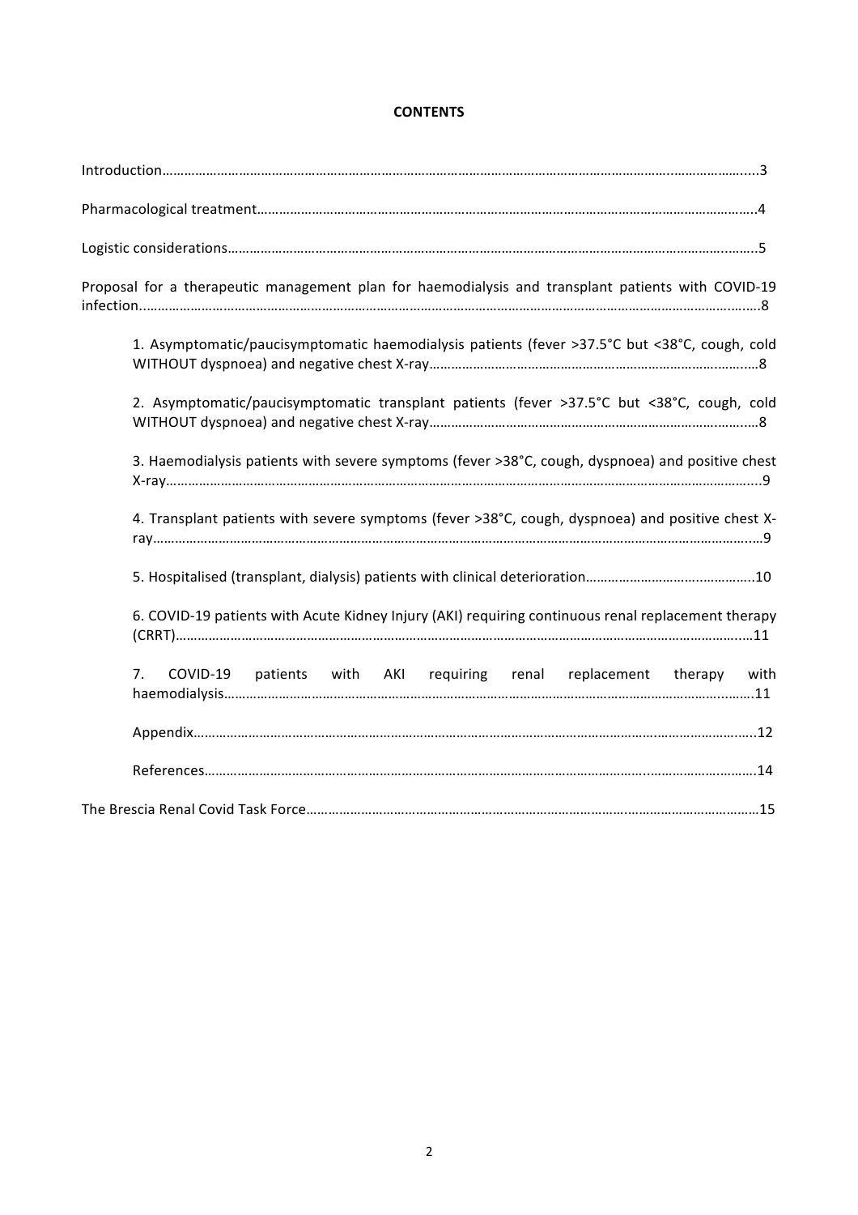**CONTENTS**

Introduction……………………………………………………………………………………………………………………………………………3

Pharmacological treatment……………………………………………………………………………………………………………………4

Logistic considerations……………………………………………………………………………………………………………………………5

Proposal for a therapeutic management plan for haemodialysis and transplant patients with COVID-19 infection……………………………………………………………………………………………………………………………………8

1. Asymptomatic/paucisymptomatic haemodialysis patients (fever >37.5°C but <38°C, cough, cold WITHOUT dyspnoea) and negative chest X-ray……………………………………………………………………………8

2. Asymptomatic/paucisymptomatic transplant patients (fever >37.5°C but <38°C, cough, cold WITHOUT dyspnoea) and negative chest X-ray……………………………………………………………………………8

3. Haemodialysis patients with severe symptoms (fever >38°C, cough, dyspnoea) and positive chest X-ray…………………………………………………………………………………………………………………………………………9

4. Transplant patients with severe symptoms (fever >38°C, cough, dyspnoea) and positive chest X-ray…………………………………………………………………………………………………………………………………………9

5. Hospitalised (transplant, dialysis) patients with clinical deterioration…………………………………………10

6. COVID-19 patients with Acute Kidney Injury (AKI) requiring continuous renal replacement therapy (CRRT)……………………………………………………………………………………………………………………………………11

7. COVID-19 patients with AKI requiring renal replacement therapy with haemodialysis……………………………………………………………………………………………………………………………11

Appendix……………………………………………………………………………………………………………………………………12

References…………………………………………………………………………………………………………………………………14

The Brescia Renal Covid Task Force………………………………………………………………………………………………15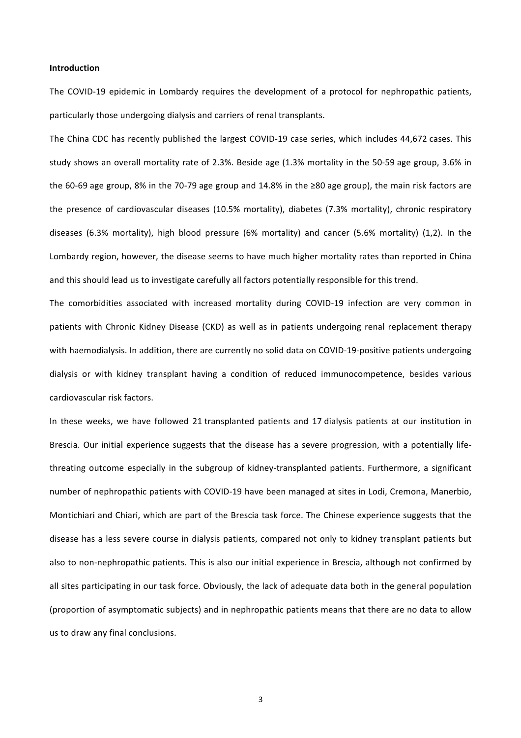**Introduction**

The COVID-19 epidemic in Lombardy requires the development of a protocol for nephropathic patients, particularly those undergoing dialysis and carriers of renal transplants.

The China CDC has recently published the largest COVID-19 case series, which includes 44,672 cases. This study shows an overall mortality rate of 2.3%. Beside age (1.3% mortality in the 50-59 age group, 3.6% in the 60-69 age group, 8% in the 70-79 age group and 14.8% in the ≥80 age group), the main risk factors are the presence of cardiovascular diseases (10.5% mortality), diabetes (7.3% mortality), chronic respiratory diseases (6.3% mortality), high blood pressure (6% mortality) and cancer (5.6% mortality) (1,2). In the Lombardy region, however, the disease seems to have much higher mortality rates than reported in China and this should lead us to investigate carefully all factors potentially responsible for this trend.

The comorbidities associated with increased mortality during COVID-19 infection are very common in patients with Chronic Kidney Disease (CKD) as well as in patients undergoing renal replacement therapy with haemodialysis. In addition, there are currently no solid data on COVID-19-positive patients undergoing dialysis or with kidney transplant having a condition of reduced immunocompetence, besides various cardiovascular risk factors.

In these weeks, we have followed 21 transplanted patients and 17 dialysis patients at our institution in Brescia. Our initial experience suggests that the disease has a severe progression, with a potentially life-threating outcome especially in the subgroup of kidney-transplanted patients. Furthermore, a significant number of nephropathic patients with COVID-19 have been managed at sites in Lodi, Cremona, Manerbio, Montichiari and Chiari, which are part of the Brescia task force. The Chinese experience suggests that the disease has a less severe course in dialysis patients, compared not only to kidney transplant patients but also to non-nephropathic patients. This is also our initial experience in Brescia, although not confirmed by all sites participating in our task force. Obviously, the lack of adequate data both in the general population (proportion of asymptomatic subjects) and in nephropathic patients means that there are no data to allow us to draw any final conclusions.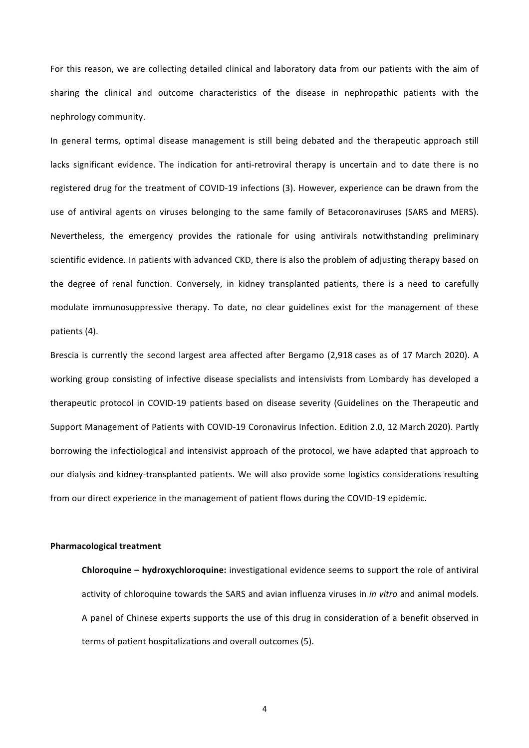For this reason, we are collecting detailed clinical and laboratory data from our patients with the aim of sharing the clinical and outcome characteristics of the disease in nephropathic patients with the nephrology community.

In general terms, optimal disease management is still being debated and the therapeutic approach still lacks significant evidence. The indication for anti-retroviral therapy is uncertain and to date there is no registered drug for the treatment of COVID-19 infections (3). However, experience can be drawn from the use of antiviral agents on viruses belonging to the same family of Betacoronaviruses (SARS and MERS). Nevertheless, the emergency provides the rationale for using antivirals notwithstanding preliminary scientific evidence. In patients with advanced CKD, there is also the problem of adjusting therapy based on the degree of renal function. Conversely, in kidney transplanted patients, there is a need to carefully modulate immunosuppressive therapy. To date, no clear guidelines exist for the management of these patients (4).

Brescia is currently the second largest area affected after Bergamo (2,918 cases as of 17 March 2020). A working group consisting of infective disease specialists and intensivists from Lombardy has developed a therapeutic protocol in COVID-19 patients based on disease severity (Guidelines on the Therapeutic and Support Management of Patients with COVID-19 Coronavirus Infection. Edition 2.0, 12 March 2020). Partly borrowing the infectiological and intensivist approach of the protocol, we have adapted that approach to our dialysis and kidney-transplanted patients. We will also provide some logistics considerations resulting from our direct experience in the management of patient flows during the COVID-19 epidemic.

**Pharmacological treatment**

**Chloroquine – hydroxychloroquine:** investigational evidence seems to support the role of antiviral activity of chloroquine towards the SARS and avian influenza viruses in *in vitro* and animal models. A panel of Chinese experts supports the use of this drug in consideration of a benefit observed in terms of patient hospitalizations and overall outcomes (5).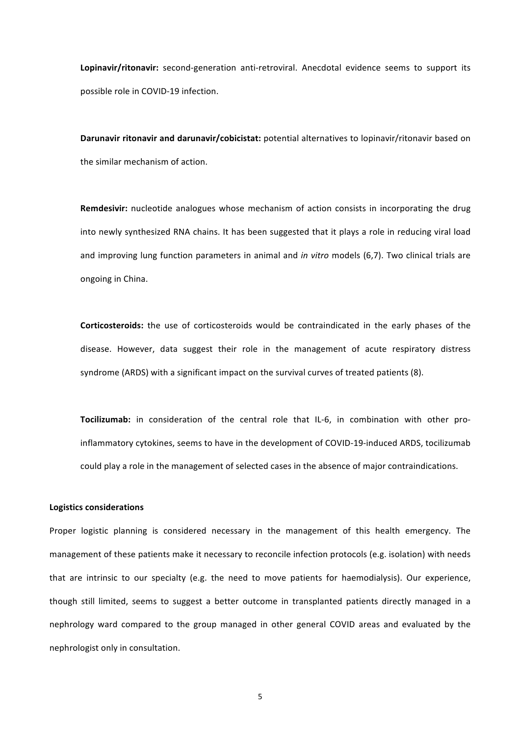**Lopinavir/ritonavir:** second-generation anti-retroviral. Anecdotal evidence seems to support its possible role in COVID-19 infection.

**Darunavir ritonavir and darunavir/cobicistat:** potential alternatives to lopinavir/ritonavir based on the similar mechanism of action.

**Remdesivir:** nucleotide analogues whose mechanism of action consists in incorporating the drug into newly synthesized RNA chains. It has been suggested that it plays a role in reducing viral load and improving lung function parameters in animal and *in vitro* models (6,7). Two clinical trials are ongoing in China.

**Corticosteroids:** the use of corticosteroids would be contraindicated in the early phases of the disease. However, data suggest their role in the management of acute respiratory distress syndrome (ARDS) with a significant impact on the survival curves of treated patients (8).

**Tocilizumab:** in consideration of the central role that IL-6, in combination with other pro-inflammatory cytokines, seems to have in the development of COVID-19-induced ARDS, tocilizumab could play a role in the management of selected cases in the absence of major contraindications.

**Logistics considerations**

Proper logistic planning is considered necessary in the management of this health emergency. The management of these patients make it necessary to reconcile infection protocols (e.g. isolation) with needs that are intrinsic to our specialty (e.g. the need to move patients for haemodialysis). Our experience, though still limited, seems to suggest a better outcome in transplanted patients directly managed in a nephrology ward compared to the group managed in other general COVID areas and evaluated by the nephrologist only in consultation.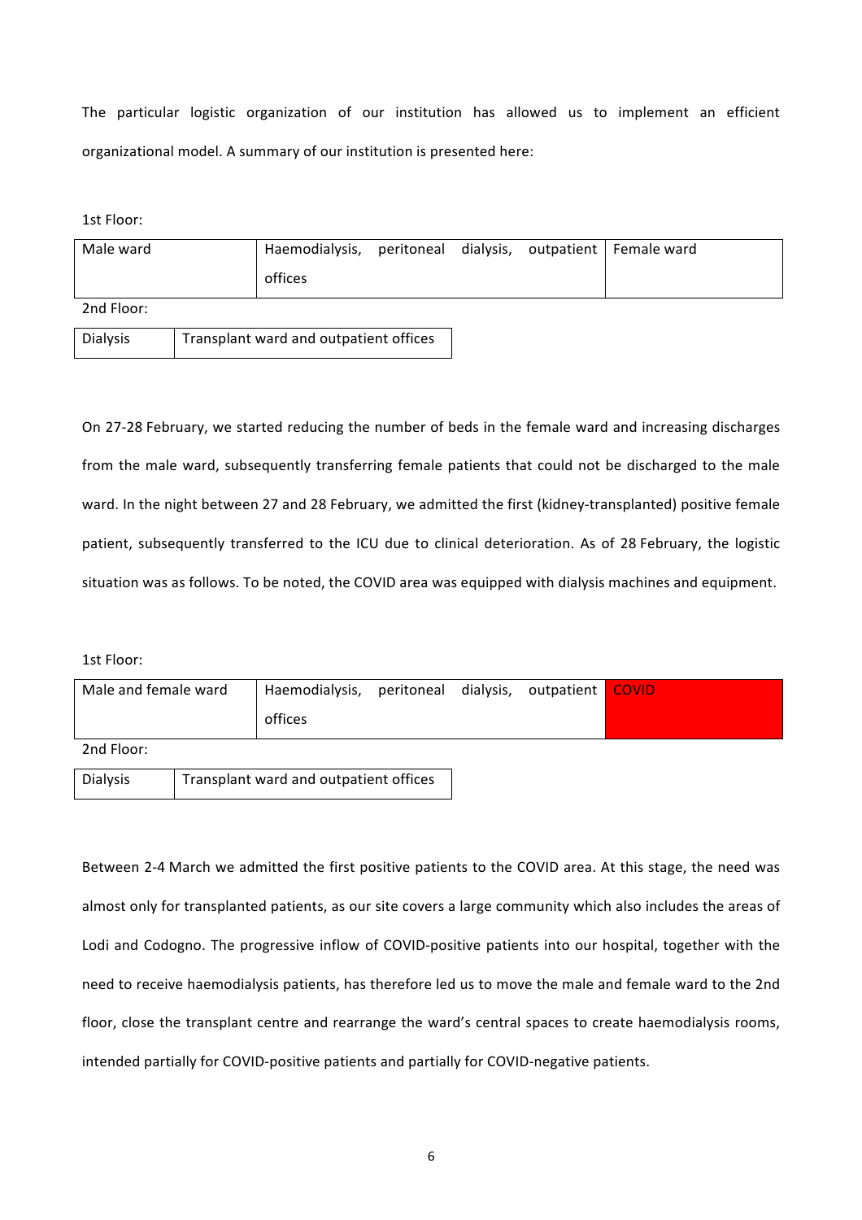The particular logistic organization of our institution has allowed us to implement an efficient organizational model. A summary of our institution is presented here:

1st Floor:

| Male ward | Haemodialysis, peritoneal dialysis, outpatient offices | Female ward |
|---|---|---|

2nd Floor:

| Dialysis | Transplant ward and outpatient offices |
|---|---|

On 27-28 February, we started reducing the number of beds in the female ward and increasing discharges from the male ward, subsequently transferring female patients that could not be discharged to the male ward. In the night between 27 and 28 February, we admitted the first (kidney-transplanted) positive female patient, subsequently transferred to the ICU due to clinical deterioration. As of 28 February, the logistic situation was as follows. To be noted, the COVID area was equipped with dialysis machines and equipment.

1st Floor:

| Male and female ward | Haemodialysis, peritoneal dialysis, outpatient offices | COVID |
|---|---|---|

2nd Floor:

| Dialysis | Transplant ward and outpatient offices |
|---|---|

Between 2-4 March we admitted the first positive patients to the COVID area. At this stage, the need was almost only for transplanted patients, as our site covers a large community which also includes the areas of Lodi and Codogno. The progressive inflow of COVID-positive patients into our hospital, together with the need to receive haemodialysis patients, has therefore led us to move the male and female ward to the 2nd floor, close the transplant centre and rearrange the ward's central spaces to create haemodialysis rooms, intended partially for COVID-positive patients and partially for COVID-negative patients.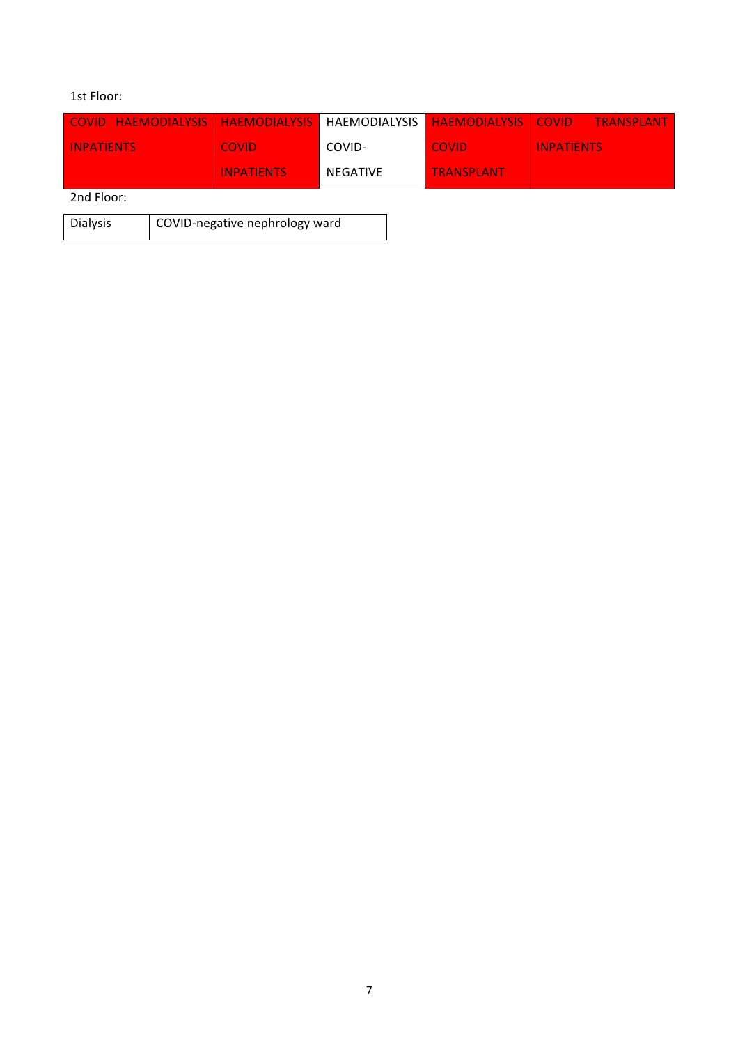1st Floor:

| COVID HAEMODIALYSIS INPATIENTS | HAEMODIALYSIS COVID INPATIENTS | HAEMODIALYSIS COVID-NEGATIVE | HAEMODIALYSIS COVID TRANSPLANT | COVID TRANSPLANT INPATIENTS |
|---|---|---|---|---|

2nd Floor:

| Dialysis | COVID-negative nephrology ward |
|---|---|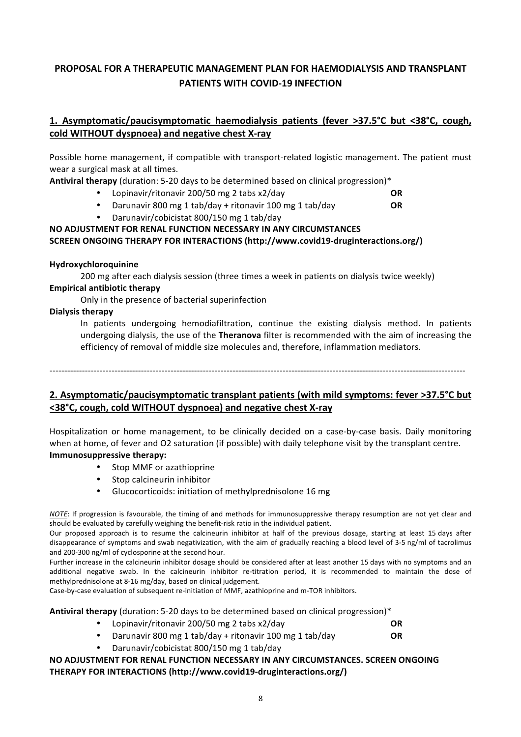# PROPOSAL FOR A THERAPEUTIC MANAGEMENT PLAN FOR HAEMODIALYSIS AND TRANSPLANT PATIENTS WITH COVID-19 INFECTION

## 1. Asymptomatic/paucisymptomatic haemodialysis patients (fever >37.5°C but <38°C, cough, cold WITHOUT dyspnoea) and negative chest X-ray

Possible home management, if compatible with transport-related logistic management. The patient must wear a surgical mask at all times.

**Antiviral therapy** (duration: 5-20 days to be determined based on clinical progression)*

- Lopinavir/ritonavir 200/50 mg 2 tabs x2/day **OR**
- Darunavir 800 mg 1 tab/day + ritonavir 100 mg 1 tab/day **OR**
- Darunavir/cobicistat 800/150 mg 1 tab/day

**NO ADJUSTMENT FOR RENAL FUNCTION NECESSARY IN ANY CIRCUMSTANCES**
**SCREEN ONGOING THERAPY FOR INTERACTIONS (http://www.covid19-druginteractions.org/)**

**Hydroxychloroquinine**

200 mg after each dialysis session (three times a week in patients on dialysis twice weekly)

**Empirical antibiotic therapy**

Only in the presence of bacterial superinfection

**Dialysis therapy**

In patients undergoing hemodiafiltration, continue the existing dialysis method. In patients undergoing dialysis, the use of the **Theranova** filter is recommended with the aim of increasing the efficiency of removal of middle size molecules and, therefore, inflammation mediators.

---

## 2. Asymptomatic/paucisymptomatic transplant patients (with mild symptoms: fever >37.5°C but <38°C, cough, cold WITHOUT dyspnoea) and negative chest X-ray

Hospitalization or home management, to be clinically decided on a case-by-case basis. Daily monitoring when at home, of fever and O2 saturation (if possible) with daily telephone visit by the transplant centre.

**Immunosuppressive therapy:**

- Stop MMF or azathioprine
- Stop calcineurin inhibitor
- Glucocorticoids: initiation of methylprednisolone 16 mg

*NOTE*: If progression is favourable, the timing of and methods for immunosuppressive therapy resumption are not yet clear and should be evaluated by carefully weighing the benefit-risk ratio in the individual patient.

Our proposed approach is to resume the calcineurin inhibitor at half of the previous dosage, starting at least 15 days after disappearance of symptoms and swab negativization, with the aim of gradually reaching a blood level of 3-5 ng/ml of tacrolimus and 200-300 ng/ml of cyclosporine at the second hour.

Further increase in the calcineurin inhibitor dosage should be considered after at least another 15 days with no symptoms and an additional negative swab. In the calcineurin inhibitor re-titration period, it is recommended to maintain the dose of methylprednisolone at 8-16 mg/day, based on clinical judgement.

Case-by-case evaluation of subsequent re-initiation of MMF, azathioprine and m-TOR inhibitors.

**Antiviral therapy** (duration: 5-20 days to be determined based on clinical progression)*

- Lopinavir/ritonavir 200/50 mg 2 tabs x2/day **OR**
- Darunavir 800 mg 1 tab/day + ritonavir 100 mg 1 tab/day **OR**
- Darunavir/cobicistat 800/150 mg 1 tab/day

**NO ADJUSTMENT FOR RENAL FUNCTION NECESSARY IN ANY CIRCUMSTANCES. SCREEN ONGOING THERAPY FOR INTERACTIONS (http://www.covid19-druginteractions.org/)**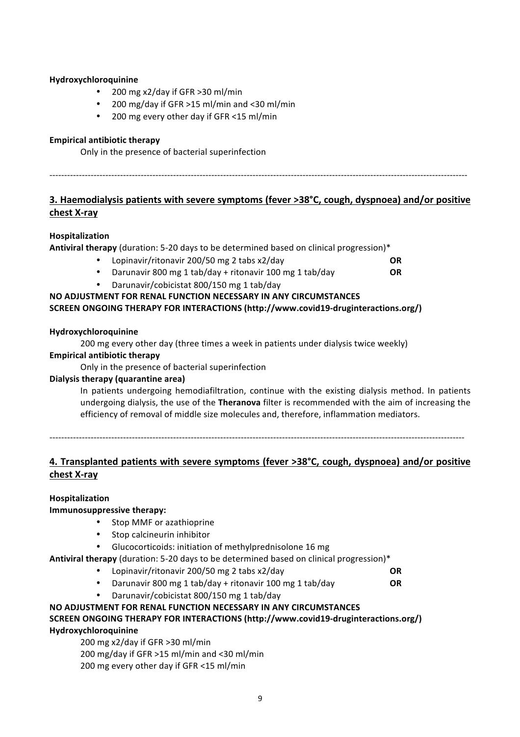**Hydroxychloroquinine**

- 200 mg x2/day if GFR >30 ml/min
- 200 mg/day if GFR >15 ml/min and <30 ml/min
- 200 mg every other day if GFR <15 ml/min

**Empirical antibiotic therapy**

Only in the presence of bacterial superinfection

---

## 3. Haemodialysis patients with severe symptoms (fever >38°C, cough, dyspnoea) and/or positive chest X-ray

**Hospitalization**

**Antiviral therapy** (duration: 5-20 days to be determined based on clinical progression)*

- Lopinavir/ritonavir 200/50 mg 2 tabs x2/day **OR**
- Darunavir 800 mg 1 tab/day + ritonavir 100 mg 1 tab/day **OR**
- Darunavir/cobicistat 800/150 mg 1 tab/day

**NO ADJUSTMENT FOR RENAL FUNCTION NECESSARY IN ANY CIRCUMSTANCES**

**SCREEN ONGOING THERAPY FOR INTERACTIONS (http://www.covid19-druginteractions.org/)**

**Hydroxychloroquinine**

200 mg every other day (three times a week in patients under dialysis twice weekly)

**Empirical antibiotic therapy**

Only in the presence of bacterial superinfection

**Dialysis therapy (quarantine area)**

In patients undergoing hemodiafiltration, continue with the existing dialysis method. In patients undergoing dialysis, the use of the **Theranova** filter is recommended with the aim of increasing the efficiency of removal of middle size molecules and, therefore, inflammation mediators.

---

## 4. Transplanted patients with severe symptoms (fever >38°C, cough, dyspnoea) and/or positive chest X-ray

**Hospitalization**

**Immunosuppressive therapy:**

- Stop MMF or azathioprine
- Stop calcineurin inhibitor
- Glucocorticoids: initiation of methylprednisolone 16 mg

**Antiviral therapy** (duration: 5-20 days to be determined based on clinical progression)*

- Lopinavir/ritonavir 200/50 mg 2 tabs x2/day **OR**
- Darunavir 800 mg 1 tab/day + ritonavir 100 mg 1 tab/day **OR**
- Darunavir/cobicistat 800/150 mg 1 tab/day

**NO ADJUSTMENT FOR RENAL FUNCTION NECESSARY IN ANY CIRCUMSTANCES**

**SCREEN ONGOING THERAPY FOR INTERACTIONS (http://www.covid19-druginteractions.org/)**

**Hydroxychloroquinine**

200 mg x2/day if GFR >30 ml/min

200 mg/day if GFR >15 ml/min and <30 ml/min

200 mg every other day if GFR <15 ml/min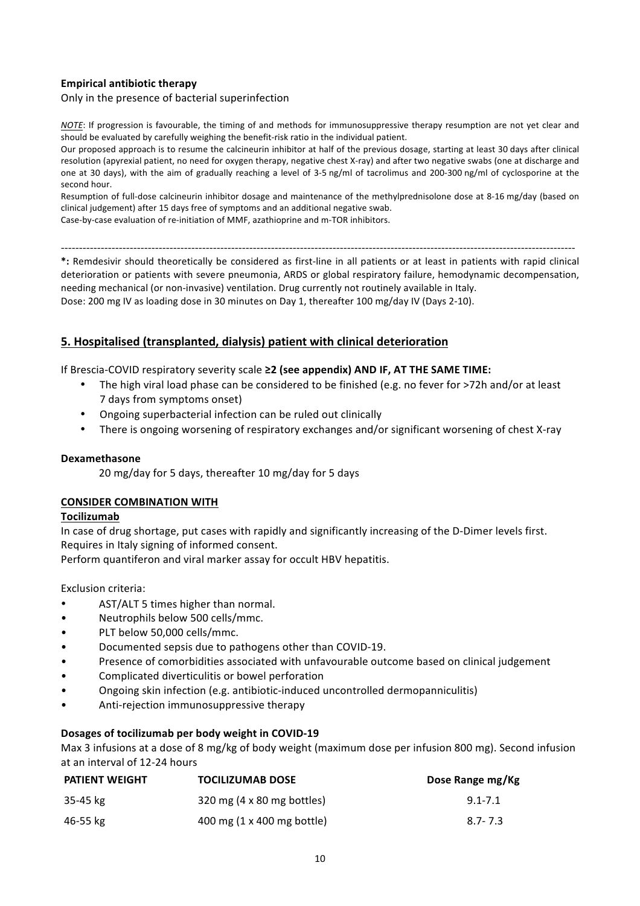**Empirical antibiotic therapy**

Only in the presence of bacterial superinfection

*NOTE*: If progression is favourable, the timing of and methods for immunosuppressive therapy resumption are not yet clear and should be evaluated by carefully weighing the benefit-risk ratio in the individual patient.

Our proposed approach is to resume the calcineurin inhibitor at half of the previous dosage, starting at least 30 days after clinical resolution (apyrexial patient, no need for oxygen therapy, negative chest X-ray) and after two negative swabs (one at discharge and one at 30 days), with the aim of gradually reaching a level of 3-5 ng/ml of tacrolimus and 200-300 ng/ml of cyclosporine at the second hour.

Resumption of full-dose calcineurin inhibitor dosage and maintenance of the methylprednisolone dose at 8-16 mg/day (based on clinical judgement) after 15 days free of symptoms and an additional negative swab.

Case-by-case evaluation of re-initiation of MMF, azathioprine and m-TOR inhibitors.

---

**\*:** Remdesivir should theoretically be considered as first-line in all patients or at least in patients with rapid clinical deterioration or patients with severe pneumonia, ARDS or global respiratory failure, hemodynamic decompensation, needing mechanical (or non-invasive) ventilation. Drug currently not routinely available in Italy.

Dose: 200 mg IV as loading dose in 30 minutes on Day 1, thereafter 100 mg/day IV (Days 2-10).

## 5. Hospitalised (transplanted, dialysis) patient with clinical deterioration

If Brescia-COVID respiratory severity scale **≥2 (see appendix) AND IF, AT THE SAME TIME:**

- The high viral load phase can be considered to be finished (e.g. no fever for >72h and/or at least 7 days from symptoms onset)
- Ongoing superbacterial infection can be ruled out clinically
- There is ongoing worsening of respiratory exchanges and/or significant worsening of chest X-ray

**Dexamethasone**

20 mg/day for 5 days, thereafter 10 mg/day for 5 days

**CONSIDER COMBINATION WITH**

**Tocilizumab**

In case of drug shortage, put cases with rapidly and significantly increasing of the D-Dimer levels first.
Requires in Italy signing of informed consent.
Perform quantiferon and viral marker assay for occult HBV hepatitis.

Exclusion criteria:

- AST/ALT 5 times higher than normal.
- Neutrophils below 500 cells/mmc.
- PLT below 50,000 cells/mmc.
- Documented sepsis due to pathogens other than COVID-19.
- Presence of comorbidities associated with unfavourable outcome based on clinical judgement
- Complicated diverticulitis or bowel perforation
- Ongoing skin infection (e.g. antibiotic-induced uncontrolled dermopanniculitis)
- Anti-rejection immunosuppressive therapy

**Dosages of tocilizumab per body weight in COVID-19**

Max 3 infusions at a dose of 8 mg/kg of body weight (maximum dose per infusion 800 mg). Second infusion at an interval of 12-24 hours

| PATIENT WEIGHT | TOCILIZUMAB DOSE | Dose Range mg/Kg |
|---|---|---|
| 35-45 kg | 320 mg (4 x 80 mg bottles) | 9.1-7.1 |
| 46-55 kg | 400 mg (1 x 400 mg bottle) | 8.7- 7.3 |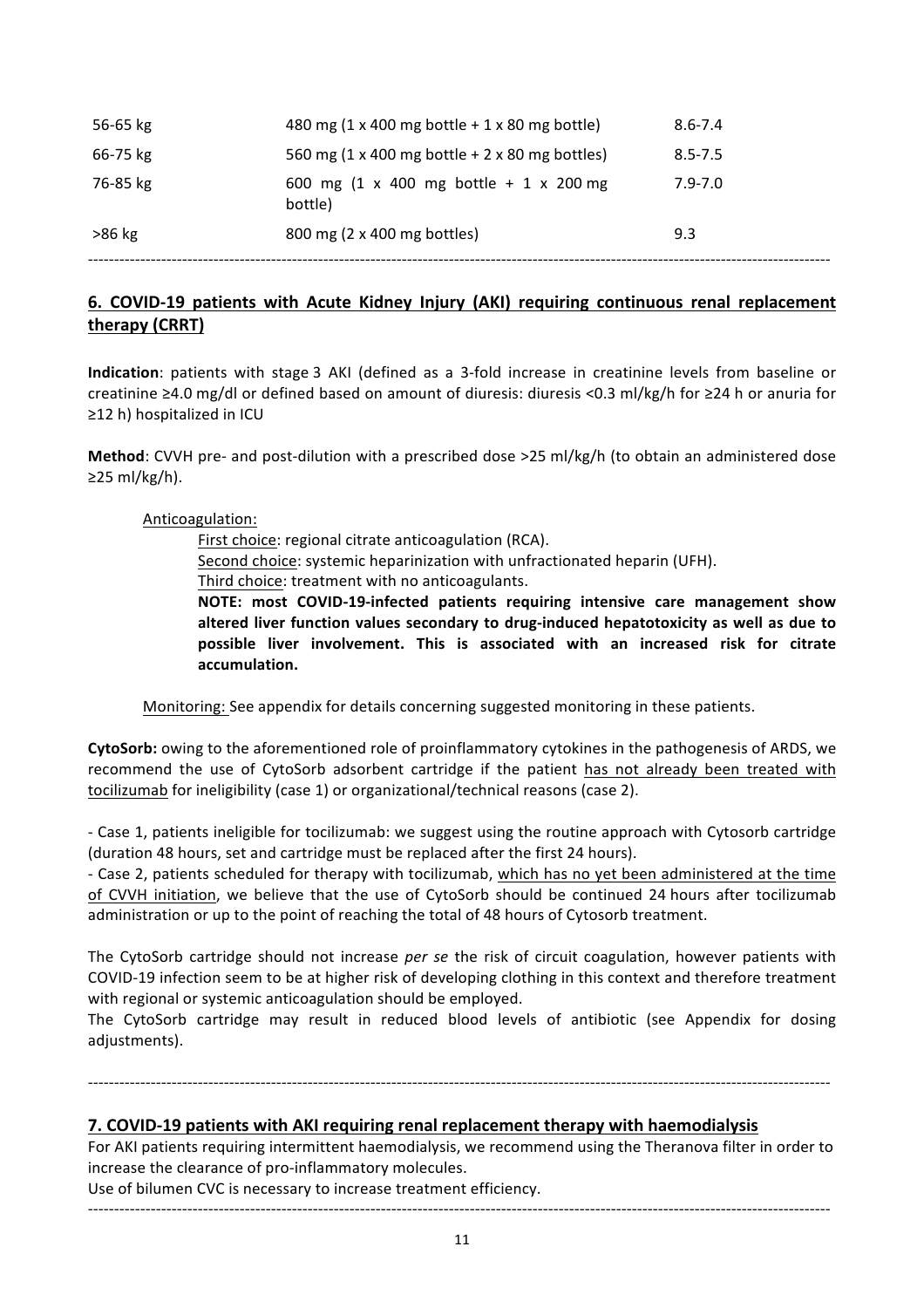| | | |
|---|---|---|
| 56-65 kg | 480 mg (1 x 400 mg bottle + 1 x 80 mg bottle) | 8.6-7.4 |
| 66-75 kg | 560 mg (1 x 400 mg bottle + 2 x 80 mg bottles) | 8.5-7.5 |
| 76-85 kg | 600 mg (1 x 400 mg bottle + 1 x 200 mg bottle) | 7.9-7.0 |
| >86 kg | 800 mg (2 x 400 mg bottles) | 9.3 |

---

## 6. COVID-19 patients with Acute Kidney Injury (AKI) requiring continuous renal replacement therapy (CRRT)

**Indication**: patients with stage 3 AKI (defined as a 3-fold increase in creatinine levels from baseline or creatinine ≥4.0 mg/dl or defined based on amount of diuresis: diuresis <0.3 ml/kg/h for ≥24 h or anuria for ≥12 h) hospitalized in ICU

**Method**: CVVH pre- and post-dilution with a prescribed dose >25 ml/kg/h (to obtain an administered dose ≥25 ml/kg/h).

Anticoagulation:

First choice: regional citrate anticoagulation (RCA).

Second choice: systemic heparinization with unfractionated heparin (UFH).

Third choice: treatment with no anticoagulants.

**NOTE: most COVID-19-infected patients requiring intensive care management show altered liver function values secondary to drug-induced hepatotoxicity as well as due to possible liver involvement. This is associated with an increased risk for citrate accumulation.**

Monitoring: See appendix for details concerning suggested monitoring in these patients.

**CytoSorb:** owing to the aforementioned role of proinflammatory cytokines in the pathogenesis of ARDS, we recommend the use of CytoSorb adsorbent cartridge if the patient has not already been treated with tocilizumab for ineligibility (case 1) or organizational/technical reasons (case 2).

- Case 1, patients ineligible for tocilizumab: we suggest using the routine approach with Cytosorb cartridge (duration 48 hours, set and cartridge must be replaced after the first 24 hours).
- Case 2, patients scheduled for therapy with tocilizumab, which has no yet been administered at the time of CVVH initiation, we believe that the use of CytoSorb should be continued 24 hours after tocilizumab administration or up to the point of reaching the total of 48 hours of Cytosorb treatment.

The CytoSorb cartridge should not increase *per se* the risk of circuit coagulation, however patients with COVID-19 infection seem to be at higher risk of developing clothing in this context and therefore treatment with regional or systemic anticoagulation should be employed.

The CytoSorb cartridge may result in reduced blood levels of antibiotic (see Appendix for dosing adjustments).

---

## 7. COVID-19 patients with AKI requiring renal replacement therapy with haemodialysis

For AKI patients requiring intermittent haemodialysis, we recommend using the Theranova filter in order to increase the clearance of pro-inflammatory molecules.

Use of bilumen CVC is necessary to increase treatment efficiency.

---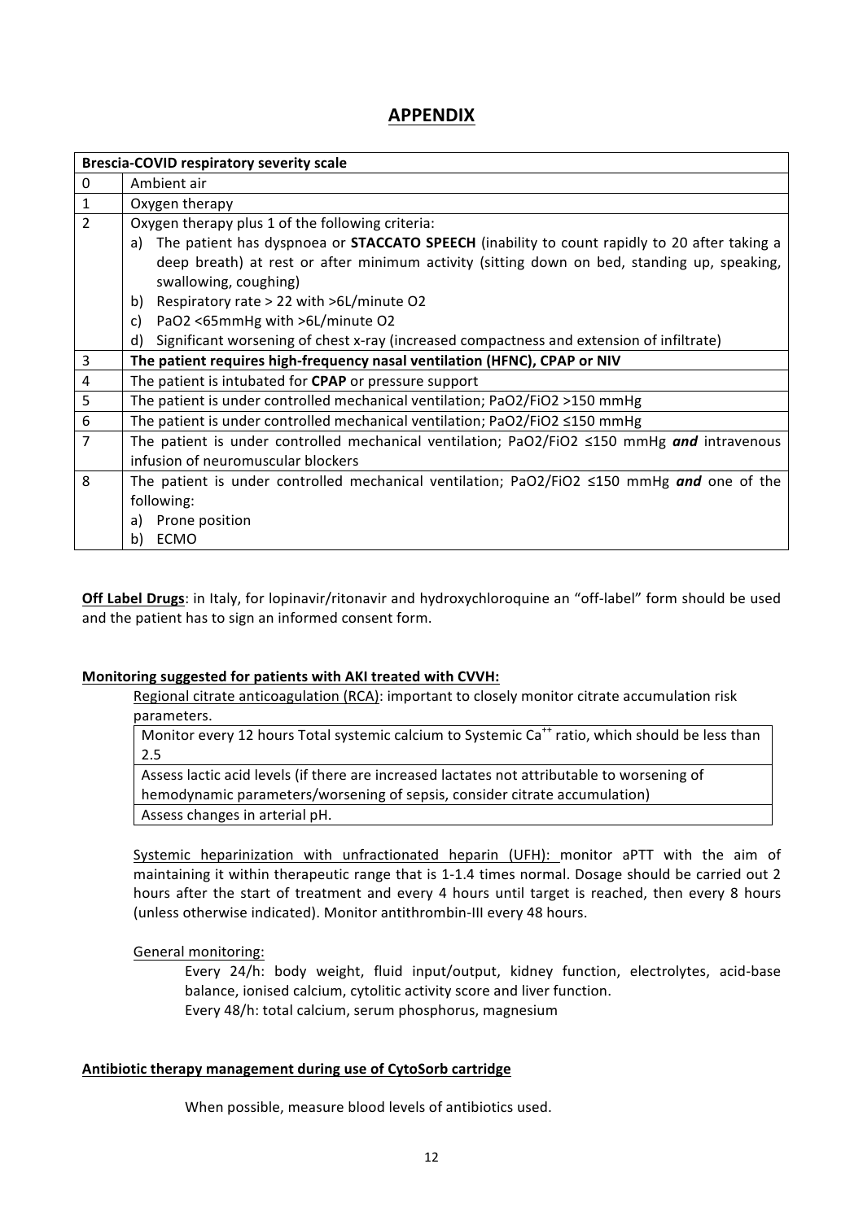## APPENDIX

| Brescia-COVID respiratory severity scale | |
|---|---|
| 0 | Ambient air |
| 1 | Oxygen therapy |
| 2 | Oxygen therapy plus 1 of the following criteria:<br>a) The patient has dyspnoea or **STACCATO SPEECH** (inability to count rapidly to 20 after taking a deep breath) at rest or after minimum activity (sitting down on bed, standing up, speaking, swallowing, coughing)<br>b) Respiratory rate > 22 with >6L/minute O2<br>c) PaO2 <65mmHg with >6L/minute O2<br>d) Significant worsening of chest x-ray (increased compactness and extension of infiltrate) |
| 3 | **The patient requires high-frequency nasal ventilation (HFNC), CPAP or NIV** |
| 4 | The patient is intubated for **CPAP** or pressure support |
| 5 | The patient is under controlled mechanical ventilation; PaO2/FiO2 >150 mmHg |
| 6 | The patient is under controlled mechanical ventilation; PaO2/FiO2 ≤150 mmHg |
| 7 | The patient is under controlled mechanical ventilation; PaO2/FiO2 ≤150 mmHg ***and*** intravenous infusion of neuromuscular blockers |
| 8 | The patient is under controlled mechanical ventilation; PaO2/FiO2 ≤150 mmHg ***and*** one of the following:<br>a) Prone position<br>b) ECMO |

**Off Label Drugs**: in Italy, for lopinavir/ritonavir and hydroxychloroquine an "off-label" form should be used and the patient has to sign an informed consent form.

**Monitoring suggested for patients with AKI treated with CVVH:**

Regional citrate anticoagulation (RCA): important to closely monitor citrate accumulation risk parameters.

| Monitor every 12 hours Total systemic calcium to Systemic $Ca^{++}$ ratio, which should be less than 2.5 |
|---|
| Assess lactic acid levels (if there are increased lactates not attributable to worsening of hemodynamic parameters/worsening of sepsis, consider citrate accumulation) |
| Assess changes in arterial pH. |

Systemic heparinization with unfractionated heparin (UFH): monitor aPTT with the aim of maintaining it within therapeutic range that is 1-1.4 times normal. Dosage should be carried out 2 hours after the start of treatment and every 4 hours until target is reached, then every 8 hours (unless otherwise indicated). Monitor antithrombin-III every 48 hours.

General monitoring:

Every 24/h: body weight, fluid input/output, kidney function, electrolytes, acid-base balance, ionised calcium, cytolitic activity score and liver function.
Every 48/h: total calcium, serum phosphorus, magnesium

**Antibiotic therapy management during use of CytoSorb cartridge**

When possible, measure blood levels of antibiotics used.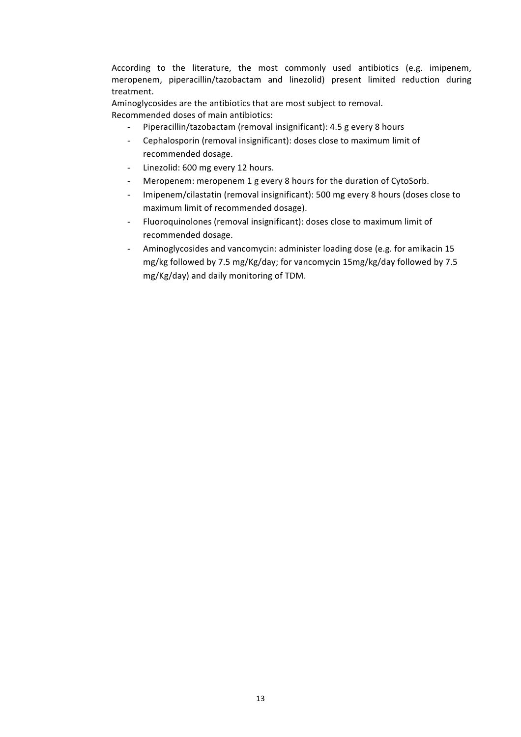According to the literature, the most commonly used antibiotics (e.g. imipenem, meropenem, piperacillin/tazobactam and linezolid) present limited reduction during treatment.

Aminoglycosides are the antibiotics that are most subject to removal.

Recommended doses of main antibiotics:

- Piperacillin/tazobactam (removal insignificant): 4.5 g every 8 hours
- Cephalosporin (removal insignificant): doses close to maximum limit of recommended dosage.
- Linezolid: 600 mg every 12 hours.
- Meropenem: meropenem 1 g every 8 hours for the duration of CytoSorb.
- Imipenem/cilastatin (removal insignificant): 500 mg every 8 hours (doses close to maximum limit of recommended dosage).
- Fluoroquinolones (removal insignificant): doses close to maximum limit of recommended dosage.
- Aminoglycosides and vancomycin: administer loading dose (e.g. for amikacin 15 mg/kg followed by 7.5 mg/Kg/day; for vancomycin 15mg/kg/day followed by 7.5 mg/Kg/day) and daily monitoring of TDM.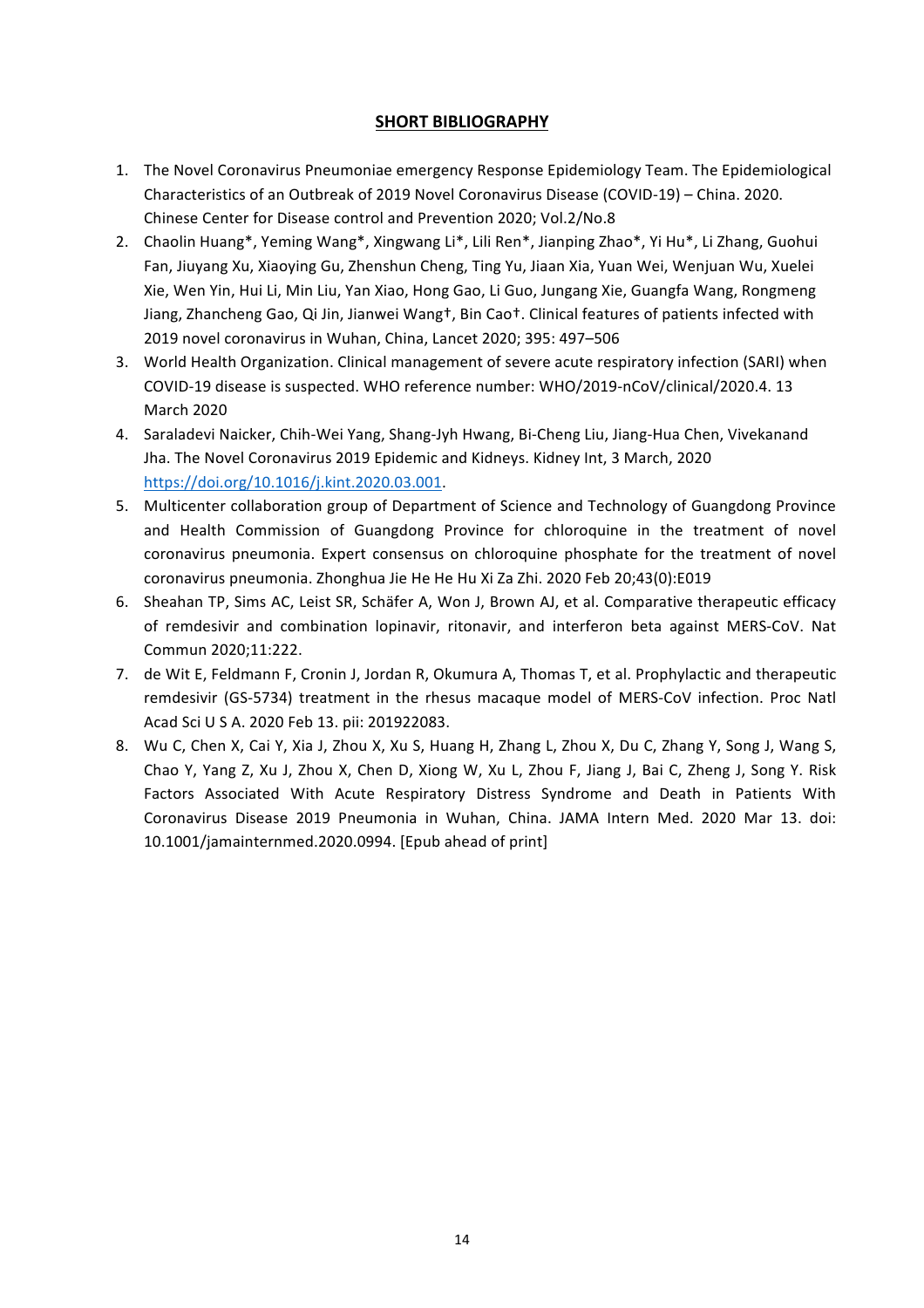## SHORT BIBLIOGRAPHY

1. The Novel Coronavirus Pneumoniae emergency Response Epidemiology Team. The Epidemiological Characteristics of an Outbreak of 2019 Novel Coronavirus Disease (COVID-19) – China. 2020. Chinese Center for Disease control and Prevention 2020; Vol.2/No.8
2. Chaolin Huang*, Yeming Wang*, Xingwang Li*, Lili Ren*, Jianping Zhao*, Yi Hu*, Li Zhang, Guohui Fan, Jiuyang Xu, Xiaoying Gu, Zhenshun Cheng, Ting Yu, Jiaan Xia, Yuan Wei, Wenjuan Wu, Xuelei Xie, Wen Yin, Hui Li, Min Liu, Yan Xiao, Hong Gao, Li Guo, Jungang Xie, Guangfa Wang, Rongmeng Jiang, Zhancheng Gao, Qi Jin, Jianwei Wang†, Bin Cao†. Clinical features of patients infected with 2019 novel coronavirus in Wuhan, China, Lancet 2020; 395: 497–506
3. World Health Organization. Clinical management of severe acute respiratory infection (SARI) when COVID-19 disease is suspected. WHO reference number: WHO/2019-nCoV/clinical/2020.4. 13 March 2020
4. Saraladevi Naicker, Chih-Wei Yang, Shang-Jyh Hwang, Bi-Cheng Liu, Jiang-Hua Chen, Vivekanand Jha. The Novel Coronavirus 2019 Epidemic and Kidneys. Kidney Int, 3 March, 2020 https://doi.org/10.1016/j.kint.2020.03.001.
5. Multicenter collaboration group of Department of Science and Technology of Guangdong Province and Health Commission of Guangdong Province for chloroquine in the treatment of novel coronavirus pneumonia. Expert consensus on chloroquine phosphate for the treatment of novel coronavirus pneumonia. Zhonghua Jie He He Hu Xi Za Zhi. 2020 Feb 20;43(0):E019
6. Sheahan TP, Sims AC, Leist SR, Schäfer A, Won J, Brown AJ, et al. Comparative therapeutic efficacy of remdesivir and combination lopinavir, ritonavir, and interferon beta against MERS-CoV. Nat Commun 2020;11:222.
7. de Wit E, Feldmann F, Cronin J, Jordan R, Okumura A, Thomas T, et al. Prophylactic and therapeutic remdesivir (GS-5734) treatment in the rhesus macaque model of MERS-CoV infection. Proc Natl Acad Sci U S A. 2020 Feb 13. pii: 201922083.
8. Wu C, Chen X, Cai Y, Xia J, Zhou X, Xu S, Huang H, Zhang L, Zhou X, Du C, Zhang Y, Song J, Wang S, Chao Y, Yang Z, Xu J, Zhou X, Chen D, Xiong W, Xu L, Zhou F, Jiang J, Bai C, Zheng J, Song Y. Risk Factors Associated With Acute Respiratory Distress Syndrome and Death in Patients With Coronavirus Disease 2019 Pneumonia in Wuhan, China. JAMA Intern Med. 2020 Mar 13. doi: 10.1001/jamainternmed.2020.0994. [Epub ahead of print]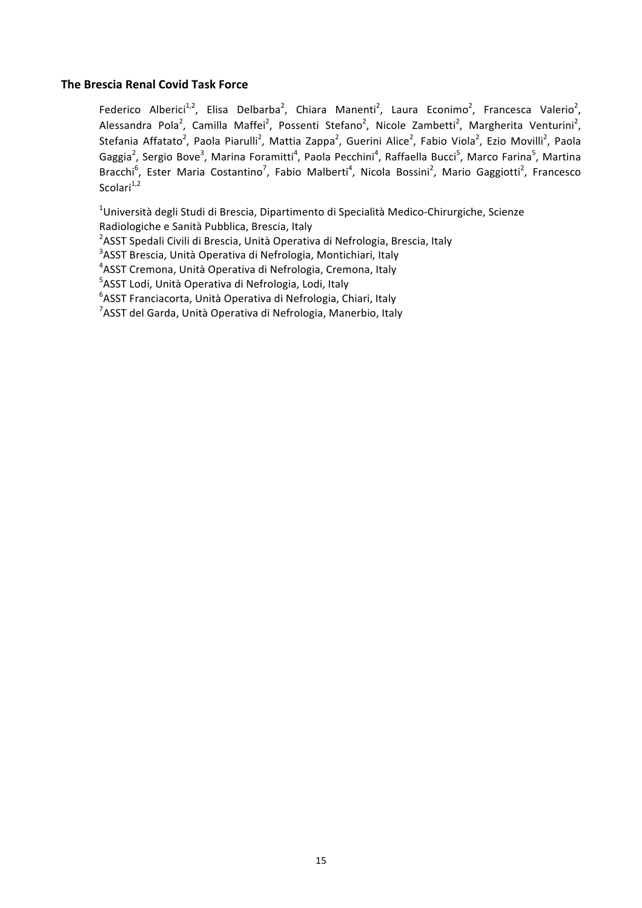**The Brescia Renal Covid Task Force**

Federico Alberici[1,2], Elisa Delbarba[2], Chiara Manenti[2], Laura Econimo[2], Francesca Valerio[2], Alessandra Pola[2], Camilla Maffei[2], Possenti Stefano[2], Nicole Zambetti[2], Margherita Venturini[2], Stefania Affatato[2], Paola Piarulli[2], Mattia Zappa[2], Guerini Alice[2], Fabio Viola[2], Ezio Movilli[2], Paola Gaggia[2], Sergio Bove[3], Marina Foramitti[4], Paola Pecchini[4], Raffaella Bucci[5], Marco Farina[5], Martina Bracchi[6], Ester Maria Costantino[7], Fabio Malberti[4], Nicola Bossini[2], Mario Gaggiotti[2], Francesco Scolari[1,2]

[1]Università degli Studi di Brescia, Dipartimento di Specialità Medico-Chirurgiche, Scienze Radiologiche e Sanità Pubblica, Brescia, Italy
[2]ASST Spedali Civili di Brescia, Unità Operativa di Nefrologia, Brescia, Italy
[3]ASST Brescia, Unità Operativa di Nefrologia, Montichiari, Italy
[4]ASST Cremona, Unità Operativa di Nefrologia, Cremona, Italy
[5]ASST Lodi, Unità Operativa di Nefrologia, Lodi, Italy
[6]ASST Franciacorta, Unità Operativa di Nefrologia, Chiari, Italy
[7]ASST del Garda, Unità Operativa di Nefrologia, Manerbio, Italy